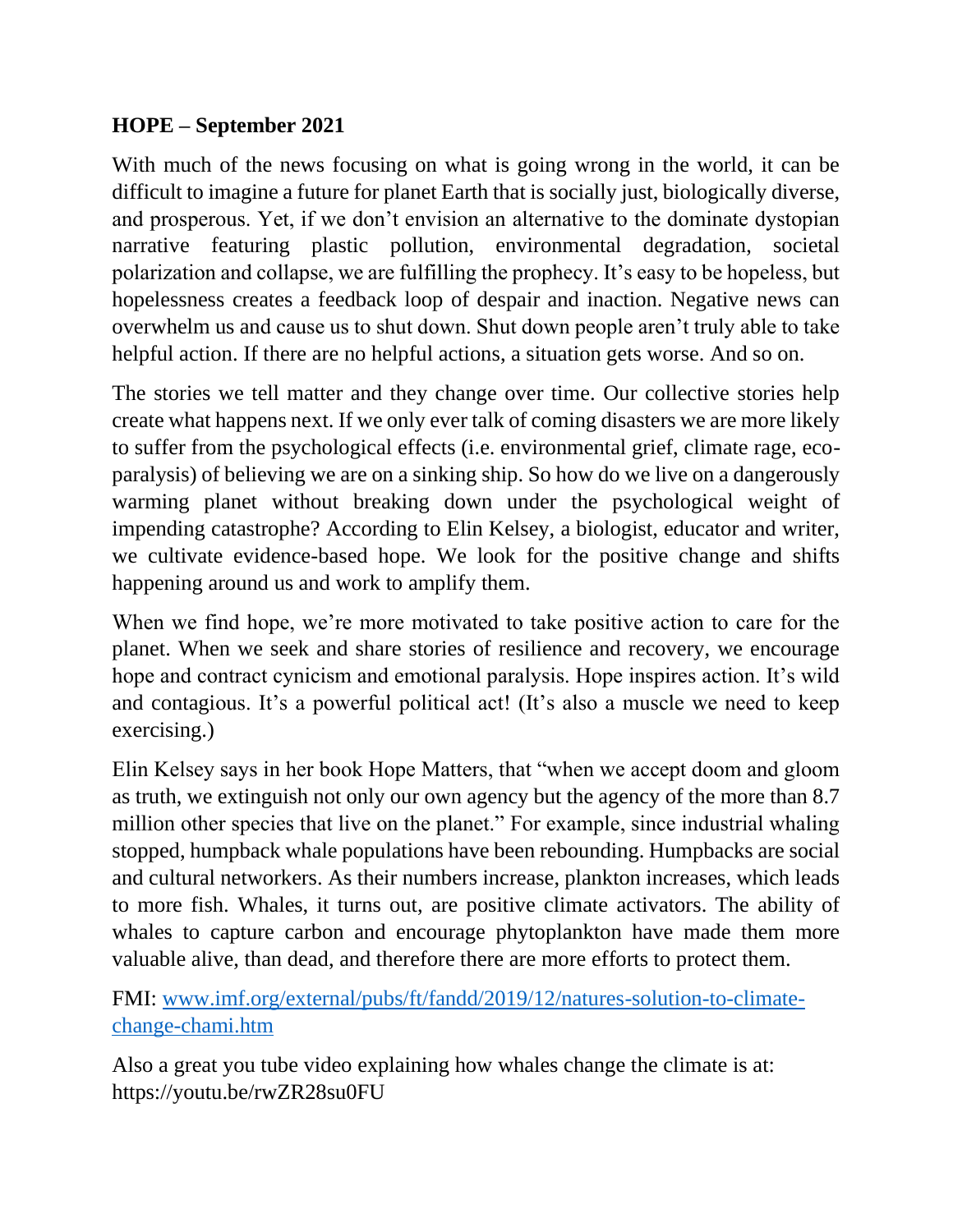**HOPE – September 2021**

With much of the news focusing on what is going wrong in the world, it can be difficult to imagine a future for planet Earth that is socially just, biologically diverse, and prosperous. Yet, if we don't envision an alternative to the dominate dystopian narrative featuring plastic pollution, environmental degradation, societal polarization and collapse, we are fulfilling the prophecy. It's easy to be hopeless, but hopelessness creates a feedback loop of despair and inaction. Negative news can overwhelm us and cause us to shut down. Shut down people aren't truly able to take helpful action. If there are no helpful actions, a situation gets worse. And so on.

The stories we tell matter and they change over time. Our collective stories help create what happens next. If we only ever talk of coming disasters we are more likely to suffer from the psychological effects (i.e. environmental grief, climate rage, eco-paralysis) of believing we are on a sinking ship. So how do we live on a dangerously warming planet without breaking down under the psychological weight of impending catastrophe? According to Elin Kelsey, a biologist, educator and writer, we cultivate evidence-based hope. We look for the positive change and shifts happening around us and work to amplify them.

When we find hope, we're more motivated to take positive action to care for the planet. When we seek and share stories of resilience and recovery, we encourage hope and contract cynicism and emotional paralysis. Hope inspires action. It's wild and contagious. It's a powerful political act! (It's also a muscle we need to keep exercising.)

Elin Kelsey says in her book Hope Matters, that "when we accept doom and gloom as truth, we extinguish not only our own agency but the agency of the more than 8.7 million other species that live on the planet." For example, since industrial whaling stopped, humpback whale populations have been rebounding. Humpbacks are social and cultural networkers. As their numbers increase, plankton increases, which leads to more fish. Whales, it turns out, are positive climate activators. The ability of whales to capture carbon and encourage phytoplankton have made them more valuable alive, than dead, and therefore there are more efforts to protect them.

FMI: [www.imf.org/external/pubs/ft/fandd/2019/12/natures-solution-to-climate-change-chami.htm](www.imf.org/external/pubs/ft/fandd/2019/12/natures-solution-to-climate-change-chami.htm)

Also a great you tube video explaining how whales change the climate is at: https://youtu.be/rwZR28su0FU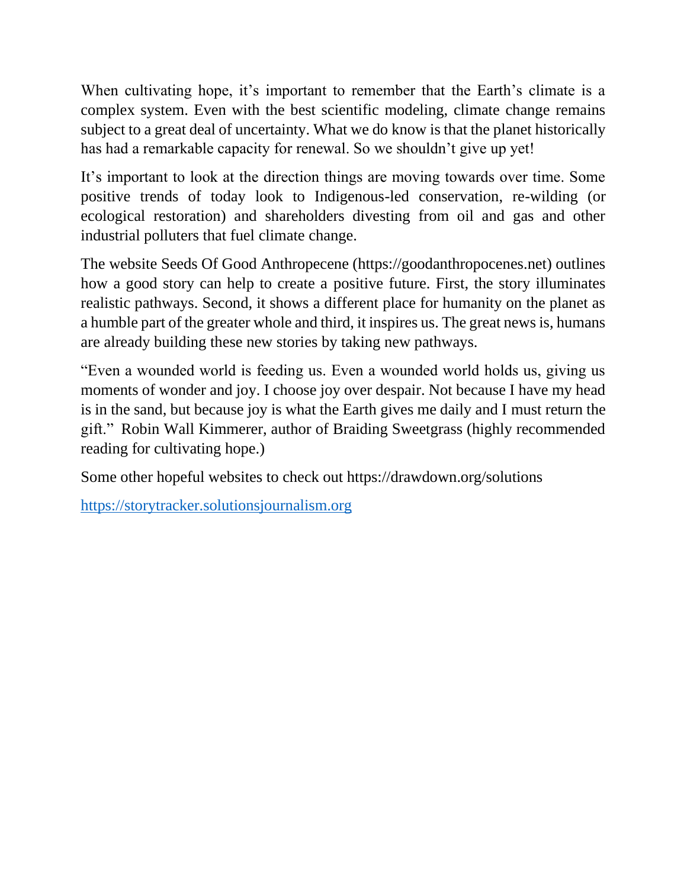When cultivating hope, it's important to remember that the Earth's climate is a complex system. Even with the best scientific modeling, climate change remains subject to a great deal of uncertainty. What we do know is that the planet historically has had a remarkable capacity for renewal. So we shouldn't give up yet!

It's important to look at the direction things are moving towards over time. Some positive trends of today look to Indigenous-led conservation, re-wilding (or ecological restoration) and shareholders divesting from oil and gas and other industrial polluters that fuel climate change.

The website Seeds Of Good Anthropecene (https://goodanthropocenes.net) outlines how a good story can help to create a positive future. First, the story illuminates realistic pathways. Second, it shows a different place for humanity on the planet as a humble part of the greater whole and third, it inspires us. The great news is, humans are already building these new stories by taking new pathways.

"Even a wounded world is feeding us. Even a wounded world holds us, giving us moments of wonder and joy. I choose joy over despair. Not because I have my head is in the sand, but because joy is what the Earth gives me daily and I must return the gift." Robin Wall Kimmerer, author of Braiding Sweetgrass (highly recommended reading for cultivating hope.)

Some other hopeful websites to check out https://drawdown.org/solutions

https://storytracker.solutionsjournalism.org